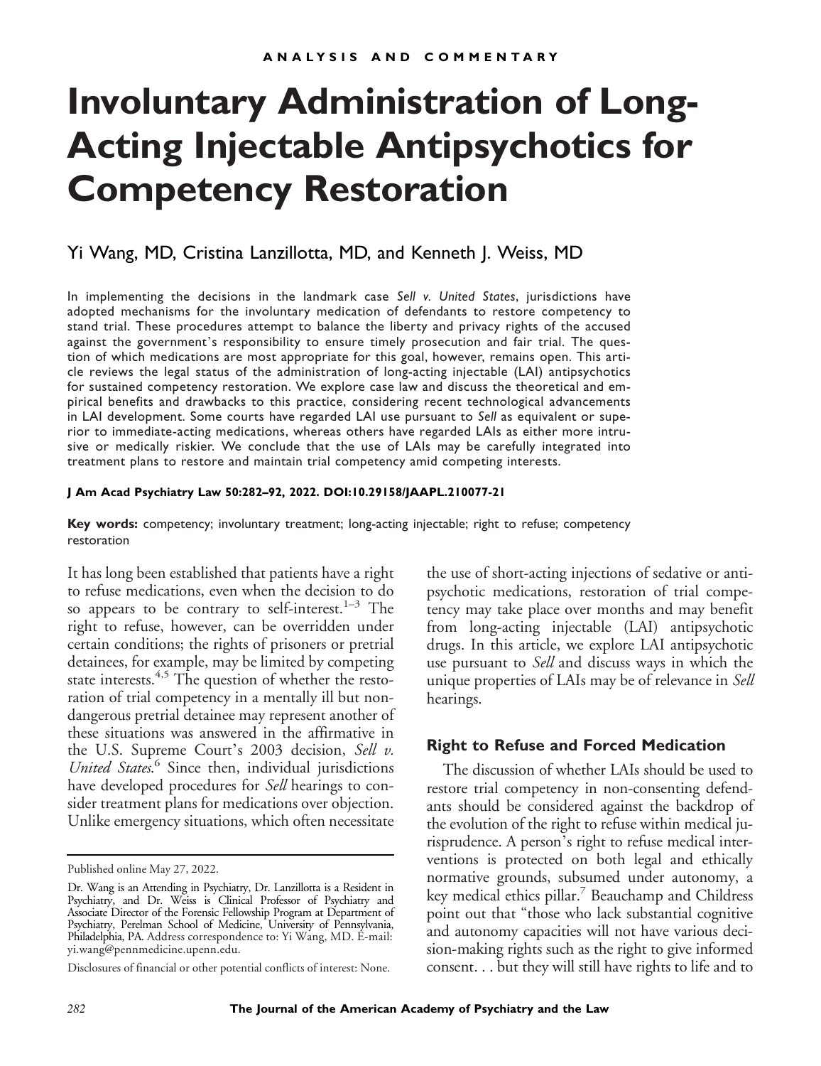ANALYSIS AND COMMENTARY

# Involuntary Administration of Long-Acting Injectable Antipsychotics for Competency Restoration

Yi Wang, MD, Cristina Lanzillotta, MD, and Kenneth J. Weiss, MD

In implementing the decisions in the landmark case *Sell v. United States*, jurisdictions have adopted mechanisms for the involuntary medication of defendants to restore competency to stand trial. These procedures attempt to balance the liberty and privacy rights of the accused against the government's responsibility to ensure timely prosecution and fair trial. The question of which medications are most appropriate for this goal, however, remains open. This article reviews the legal status of the administration of long-acting injectable (LAI) antipsychotics for sustained competency restoration. We explore case law and discuss the theoretical and empirical benefits and drawbacks to this practice, considering recent technological advancements in LAI development. Some courts have regarded LAI use pursuant to *Sell* as equivalent or superior to immediate-acting medications, whereas others have regarded LAIs as either more intrusive or medically riskier. We conclude that the use of LAIs may be carefully integrated into treatment plans to restore and maintain trial competency amid competing interests.

**J Am Acad Psychiatry Law 50:282–92, 2022. DOI:10.29158/JAAPL.210077-21**

**Key words:** competency; involuntary treatment; long-acting injectable; right to refuse; competency restoration

It has long been established that patients have a right to refuse medications, even when the decision to do so appears to be contrary to self-interest.[1–3] The right to refuse, however, can be overridden under certain conditions; the rights of prisoners or pretrial detainees, for example, may be limited by competing state interests.[4,5] The question of whether the restoration of trial competency in a mentally ill but non-dangerous pretrial detainee may represent another of these situations was answered in the affirmative in the U.S. Supreme Court's 2003 decision, *Sell v. United States*.[6] Since then, individual jurisdictions have developed procedures for *Sell* hearings to consider treatment plans for medications over objection. Unlike emergency situations, which often necessitate the use of short-acting injections of sedative or antipsychotic medications, restoration of trial competency may take place over months and may benefit from long-acting injectable (LAI) antipsychotic drugs. In this article, we explore LAI antipsychotic use pursuant to *Sell* and discuss ways in which the unique properties of LAIs may be of relevance in *Sell* hearings.

## Right to Refuse and Forced Medication

The discussion of whether LAIs should be used to restore trial competency in non-consenting defendants should be considered against the backdrop of the evolution of the right to refuse within medical jurisprudence. A person's right to refuse medical interventions is protected on both legal and ethically normative grounds, subsumed under autonomy, a key medical ethics pillar.[7] Beauchamp and Childress point out that "those who lack substantial cognitive and autonomy capacities will not have various decision-making rights such as the right to give informed consent. . . but they will still have rights to life and to

Published online May 27, 2022.

Dr. Wang is an Attending in Psychiatry, Dr. Lanzillotta is a Resident in Psychiatry, and Dr. Weiss is Clinical Professor of Psychiatry and Associate Director of the Forensic Fellowship Program at Department of Psychiatry, Perelman School of Medicine, University of Pennsylvania, Philadelphia, PA. Address correspondence to: Yi Wang, MD. E-mail: yi.wang@pennmedicine.upenn.edu.

Disclosures of financial or other potential conflicts of interest: None.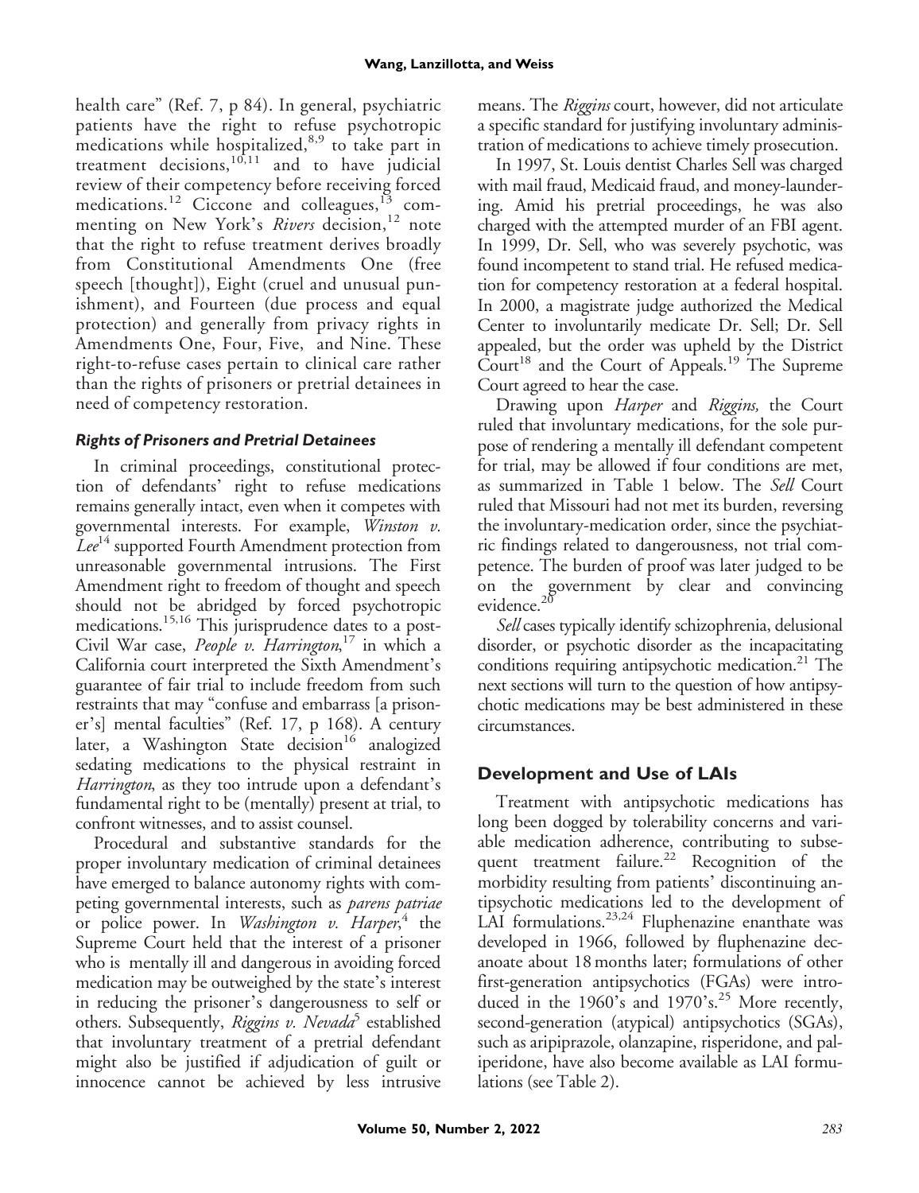health care" (Ref. 7, p 84). In general, psychiatric patients have the right to refuse psychotropic medications while hospitalized,[8,9] to take part in treatment decisions,[10,11] and to have judicial review of their competency before receiving forced medications.[12] Ciccone and colleagues,[13] commenting on New York's *Rivers* decision,[12] note that the right to refuse treatment derives broadly from Constitutional Amendments One (free speech [thought]), Eight (cruel and unusual punishment), and Fourteen (due process and equal protection) and generally from privacy rights in Amendments One, Four, Five, and Nine. These right-to-refuse cases pertain to clinical care rather than the rights of prisoners or pretrial detainees in need of competency restoration.

### *Rights of Prisoners and Pretrial Detainees*

In criminal proceedings, constitutional protection of defendants' right to refuse medications remains generally intact, even when it competes with governmental interests. For example, *Winston v. Lee*[14] supported Fourth Amendment protection from unreasonable governmental intrusions. The First Amendment right to freedom of thought and speech should not be abridged by forced psychotropic medications.[15,16] This jurisprudence dates to a post-Civil War case, *People v. Harrington*,[17] in which a California court interpreted the Sixth Amendment's guarantee of fair trial to include freedom from such restraints that may "confuse and embarrass [a prisoner's] mental faculties" (Ref. 17, p 168). A century later, a Washington State decision[16] analogized sedating medications to the physical restraint in *Harrington*, as they too intrude upon a defendant's fundamental right to be (mentally) present at trial, to confront witnesses, and to assist counsel.

Procedural and substantive standards for the proper involuntary medication of criminal detainees have emerged to balance autonomy rights with competing governmental interests, such as *parens patriae* or police power. In *Washington v. Harper*,[4] the Supreme Court held that the interest of a prisoner who is mentally ill and dangerous in avoiding forced medication may be outweighed by the state's interest in reducing the prisoner's dangerousness to self or others. Subsequently, *Riggins v. Nevada*[5] established that involuntary treatment of a pretrial defendant might also be justified if adjudication of guilt or innocence cannot be achieved by less intrusive means. The *Riggins* court, however, did not articulate a specific standard for justifying involuntary administration of medications to achieve timely prosecution.

In 1997, St. Louis dentist Charles Sell was charged with mail fraud, Medicaid fraud, and money-laundering. Amid his pretrial proceedings, he was also charged with the attempted murder of an FBI agent. In 1999, Dr. Sell, who was severely psychotic, was found incompetent to stand trial. He refused medication for competency restoration at a federal hospital. In 2000, a magistrate judge authorized the Medical Center to involuntarily medicate Dr. Sell; Dr. Sell appealed, but the order was upheld by the District Court[18] and the Court of Appeals.[19] The Supreme Court agreed to hear the case.

Drawing upon *Harper* and *Riggins,* the Court ruled that involuntary medications, for the sole purpose of rendering a mentally ill defendant competent for trial, may be allowed if four conditions are met, as summarized in Table 1 below. The *Sell* Court ruled that Missouri had not met its burden, reversing the involuntary-medication order, since the psychiatric findings related to dangerousness, not trial competence. The burden of proof was later judged to be on the government by clear and convincing evidence.[20]

*Sell* cases typically identify schizophrenia, delusional disorder, or psychotic disorder as the incapacitating conditions requiring antipsychotic medication.[21] The next sections will turn to the question of how antipsychotic medications may be best administered in these circumstances.

## Development and Use of LAIs

Treatment with antipsychotic medications has long been dogged by tolerability concerns and variable medication adherence, contributing to subsequent treatment failure.[22] Recognition of the morbidity resulting from patients' discontinuing antipsychotic medications led to the development of LAI formulations.[23,24] Fluphenazine enanthate was developed in 1966, followed by fluphenazine decanoate about 18 months later; formulations of other first-generation antipsychotics (FGAs) were introduced in the 1960's and 1970's.[25] More recently, second-generation (atypical) antipsychotics (SGAs), such as aripiprazole, olanzapine, risperidone, and paliperidone, have also become available as LAI formulations (see Table 2).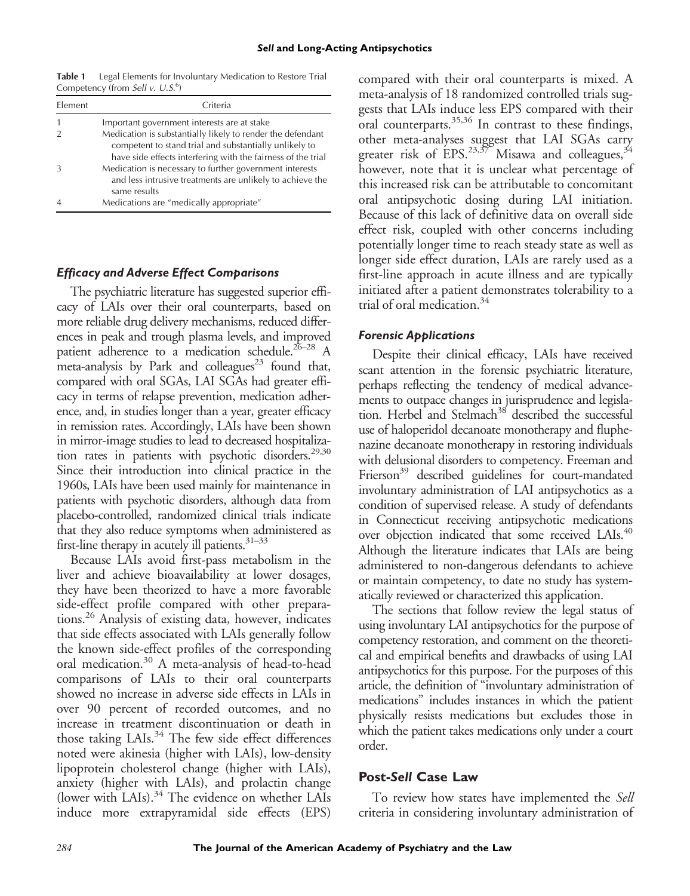**Table 1** Legal Elements for Involuntary Medication to Restore Trial Competency (from *Sell v. U.S.*[6])

| Element | Criteria |
|---|---|
| 1 | Important government interests are at stake |
| 2 | Medication is substantially likely to render the defendant competent to stand trial and substantially unlikely to have side effects interfering with the fairness of the trial |
| 3 | Medication is necessary to further government interests and less intrusive treatments are unlikely to achieve the same results |
| 4 | Medications are "medically appropriate" |

### *Efficacy and Adverse Effect Comparisons*

The psychiatric literature has suggested superior efficacy of LAIs over their oral counterparts, based on more reliable drug delivery mechanisms, reduced differences in peak and trough plasma levels, and improved patient adherence to a medication schedule.[26–28] A meta-analysis by Park and colleagues[23] found that, compared with oral SGAs, LAI SGAs had greater efficacy in terms of relapse prevention, medication adherence, and, in studies longer than a year, greater efficacy in remission rates. Accordingly, LAIs have been shown in mirror-image studies to lead to decreased hospitalization rates in patients with psychotic disorders.[29,30] Since their introduction into clinical practice in the 1960s, LAIs have been used mainly for maintenance in patients with psychotic disorders, although data from placebo-controlled, randomized clinical trials indicate that they also reduce symptoms when administered as first-line therapy in acutely ill patients.[31–33]

Because LAIs avoid first-pass metabolism in the liver and achieve bioavailability at lower dosages, they have been theorized to have a more favorable side-effect profile compared with other preparations.[26] Analysis of existing data, however, indicates that side effects associated with LAIs generally follow the known side-effect profiles of the corresponding oral medication.[30] A meta-analysis of head-to-head comparisons of LAIs to their oral counterparts showed no increase in adverse side effects in LAIs in over 90 percent of recorded outcomes, and no increase in treatment discontinuation or death in those taking LAIs.[34] The few side effect differences noted were akinesia (higher with LAIs), low-density lipoprotein cholesterol change (higher with LAIs), anxiety (higher with LAIs), and prolactin change (lower with LAIs).[34] The evidence on whether LAIs induce more extrapyramidal side effects (EPS) compared with their oral counterparts is mixed. A meta-analysis of 18 randomized controlled trials suggests that LAIs induce less EPS compared with their oral counterparts.[35,36] In contrast to these findings, other meta-analyses suggest that LAI SGAs carry greater risk of EPS.[23,37] Misawa and colleagues,[34] however, note that it is unclear what percentage of this increased risk can be attributable to concomitant oral antipsychotic dosing during LAI initiation. Because of this lack of definitive data on overall side effect risk, coupled with other concerns including potentially longer time to reach steady state as well as longer side effect duration, LAIs are rarely used as a first-line approach in acute illness and are typically initiated after a patient demonstrates tolerability to a trial of oral medication.[34]

### *Forensic Applications*

Despite their clinical efficacy, LAIs have received scant attention in the forensic psychiatric literature, perhaps reflecting the tendency of medical advancements to outpace changes in jurisprudence and legislation. Herbel and Stelmach[38] described the successful use of haloperidol decanoate monotherapy and fluphenazine decanoate monotherapy in restoring individuals with delusional disorders to competency. Freeman and Frierson[39] described guidelines for court-mandated involuntary administration of LAI antipsychotics as a condition of supervised release. A study of defendants in Connecticut receiving antipsychotic medications over objection indicated that some received LAIs.[40] Although the literature indicates that LAIs are being administered to non-dangerous defendants to achieve or maintain competency, to date no study has systematically reviewed or characterized this application.

The sections that follow review the legal status of using involuntary LAI antipsychotics for the purpose of competency restoration, and comment on the theoretical and empirical benefits and drawbacks of using LAI antipsychotics for this purpose. For the purposes of this article, the definition of "involuntary administration of medications" includes instances in which the patient physically resists medications but excludes those in which the patient takes medications only under a court order.

## Post-*Sell* Case Law

To review how states have implemented the *Sell* criteria in considering involuntary administration of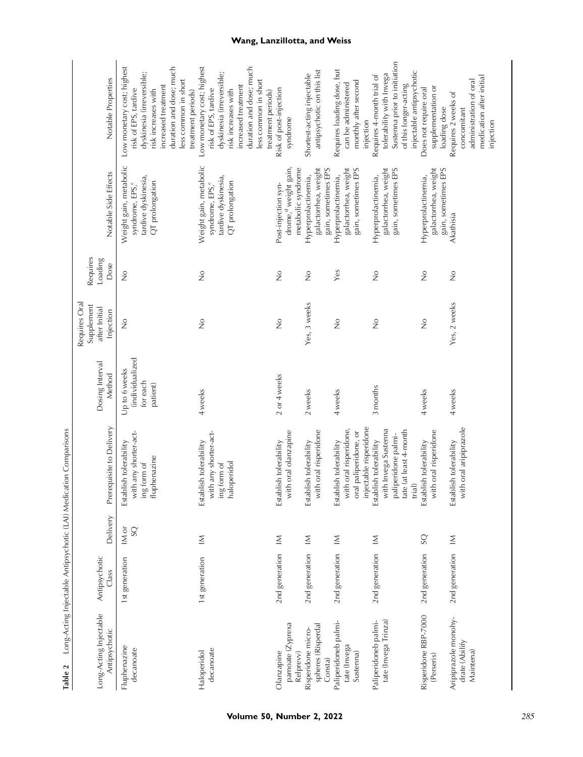**Table 2** Long-Acting Injectable Antipsychotic (LAI) Medication Comparisons

| Long-Acting Injectable Antipsychotic | Antipsychotic Class | Delivery | Prerequisite to Delivery | Dosing Interval Method | Requires Oral Supplement after Initial Injection | Requires Loading Dose | Notable Side Effects | Notable Properties |
|---|---|---|---|---|---|---|---|---|
| Fluphenazine decanoate | 1st generation | IM or SQ | Establish tolerability with any shorter-acting form of fluphenazine | Up to 6 weeks (individualized for each patient) | No | No | Weight gain, metabolic syndrome, EPS,[c] tardive dyskinesia, QT prolongation | Low monetary cost; highest risk of EPS, tardive dyskinesia (irreversible; risk increases with increased treatment duration and dose; much less common in short treatment periods) |
| Haloperidol decanoate | 1st generation | IM | Establish tolerability with any shorter-acting form of haloperidol | 4 weeks | No | No | Weight gain, metabolic syndrome, EPS,[c] tardive dyskinesia, QT prolongation | Low monetary cost; highest risk of EPS, tardive dyskinesia (irreversible; risk increases with increased treatment duration and dose; much less common in short treatment periods) |
| Olanzapine pamoate (Zyprexa Relprevv) | 2nd generation | IM | Establish tolerability with oral olanzapine | 2 or 4 weeks | No | No | Post-injection syndrome,[d] weight gain, metabolic syndrome | Risk of post-injection syndrome |
| Risperidone microspheres (Risperdal Consta) | 2nd generation | IM | Establish tolerability with oral risperidone | 2 weeks | Yes, 3 weeks | No | Hyperprolactinemia, galactorrhea, weight gain, sometimes EPS | Shortest-acting injectable antipsychotic on this list |
| Paliperidoneb palmitate (Invega Sustenna) | 2nd generation | IM | Establish tolerability with oral risperidone, oral paliperidone, or injectable risperidone | 4 weeks | No | Yes | Hyperprolactinemia, galactorrhea, weight gain, sometimes EPS | Requires loading dose, but can be administered monthly after second injection |
| Paliperidoneb palmitate (Invega Trinza) | 2nd generation | IM | Establish tolerability with Invega Sustenna paliperidone palmitate (at least 4-month trial) | 3 months | No | No | Hyperprolactinemia, galactorrhea, weight gain, sometimes EPS | Requires 4-month trial of tolerability with Invega Sustenna prior to initiation of this longer-acting injectable antipsychotic |
| Risperidone RBP-7000 (Perseris) | 2nd generation | SQ | Establish tolerability with oral risperidone | 4 weeks | No | No | Hyperprolactinemia, galactorrhea, weight gain, sometimes EPS | Does not require oral supplementation or loading dose |
| Aripiprazole monohydrate (Abilify Maintena) | 2nd generation | IM | Establish tolerability with oral aripiprazole | 4 weeks | Yes, 2 weeks | No | Akathisia | Requires 2 weeks of concomitant administration of oral medication after initial injection |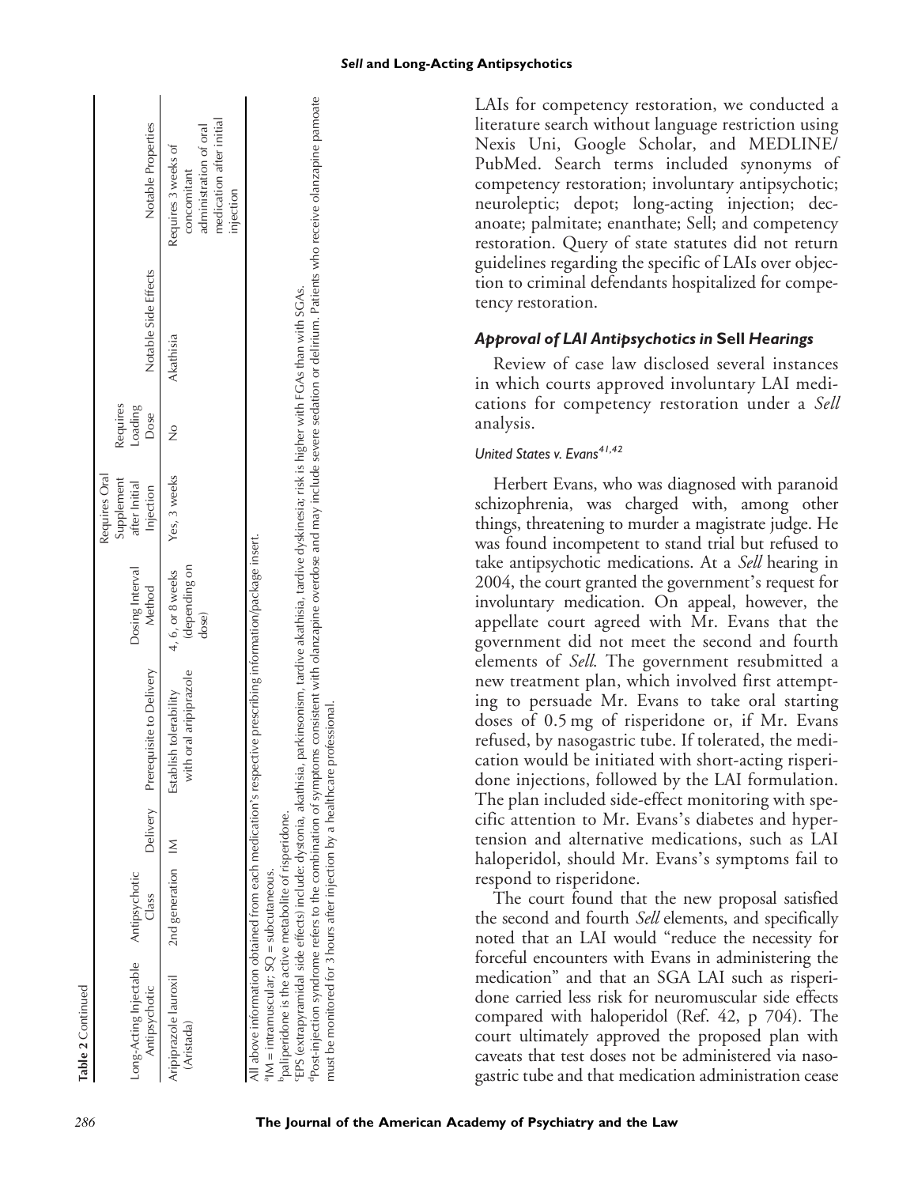**Table 2** Continued

| Long-Acting Injectable Antipsychotic | Antipsychotic Class | Delivery | Prerequisite to Delivery | Dosing Interval Method | Requires Oral Supplement after Initial Injection | Requires Loading Dose | Notable Side Effects | Notable Properties |
|---|---|---|---|---|---|---|---|---|
| Aripiprazole lauroxil (Aristada) | 2nd generation | IM | Establish tolerability with oral aripiprazole | 4, 6, or 8 weeks (depending on dose) | Yes, 3 weeks | No | Akathisia | Requires 3 weeks of concomitant administration of oral medication after initial injection |

All above information obtained from each medication's respective prescribing information/package insert.

[a]IM = intramuscular; SQ = subcutaneous.

[b]paliperidone is the active metabolite of risperidone.

[c]EPS (extrapyramidal side effects) include: dystonia, akathisia, parkinsonism, tardive akathisia, tardive dyskinesia; risk is higher with FGAs than with SGAs.

[d]Post-injection syndrome refers to the combination of symptoms consistent with olanzapine overdose and may include severe sedation or delirium. Patients who receive olanzapine pamoate must be monitored for 3 hours after injection by a healthcare professional.

LAIs for competency restoration, we conducted a literature search without language restriction using Nexis Uni, Google Scholar, and MEDLINE/PubMed. Search terms included synonyms of competency restoration; involuntary antipsychotic; neuroleptic; depot; long-acting injection; decanoate; palmitate; enanthate; Sell; and competency restoration. Query of state statutes did not return guidelines regarding the specific of LAIs over objection to criminal defendants hospitalized for competency restoration.

### *Approval of LAI Antipsychotics in* Sell *Hearings*

Review of case law disclosed several instances in which courts approved involuntary LAI medications for competency restoration under a *Sell* analysis.

#### *United States v. Evans*[41,42]

Herbert Evans, who was diagnosed with paranoid schizophrenia, was charged with, among other things, threatening to murder a magistrate judge. He was found incompetent to stand trial but refused to take antipsychotic medications. At a *Sell* hearing in 2004, the court granted the government's request for involuntary medication. On appeal, however, the appellate court agreed with Mr. Evans that the government did not meet the second and fourth elements of *Sell*. The government resubmitted a new treatment plan, which involved first attempting to persuade Mr. Evans to take oral starting doses of 0.5 mg of risperidone or, if Mr. Evans refused, by nasogastric tube. If tolerated, the medication would be initiated with short-acting risperidone injections, followed by the LAI formulation. The plan included side-effect monitoring with specific attention to Mr. Evans's diabetes and hypertension and alternative medications, such as LAI haloperidol, should Mr. Evans's symptoms fail to respond to risperidone.

The court found that the new proposal satisfied the second and fourth *Sell* elements, and specifically noted that an LAI would "reduce the necessity for forceful encounters with Evans in administering the medication" and that an SGA LAI such as risperidone carried less risk for neuromuscular side effects compared with haloperidol (Ref. 42, p 704). The court ultimately approved the proposed plan with caveats that test doses not be administered via nasogastric tube and that medication administration cease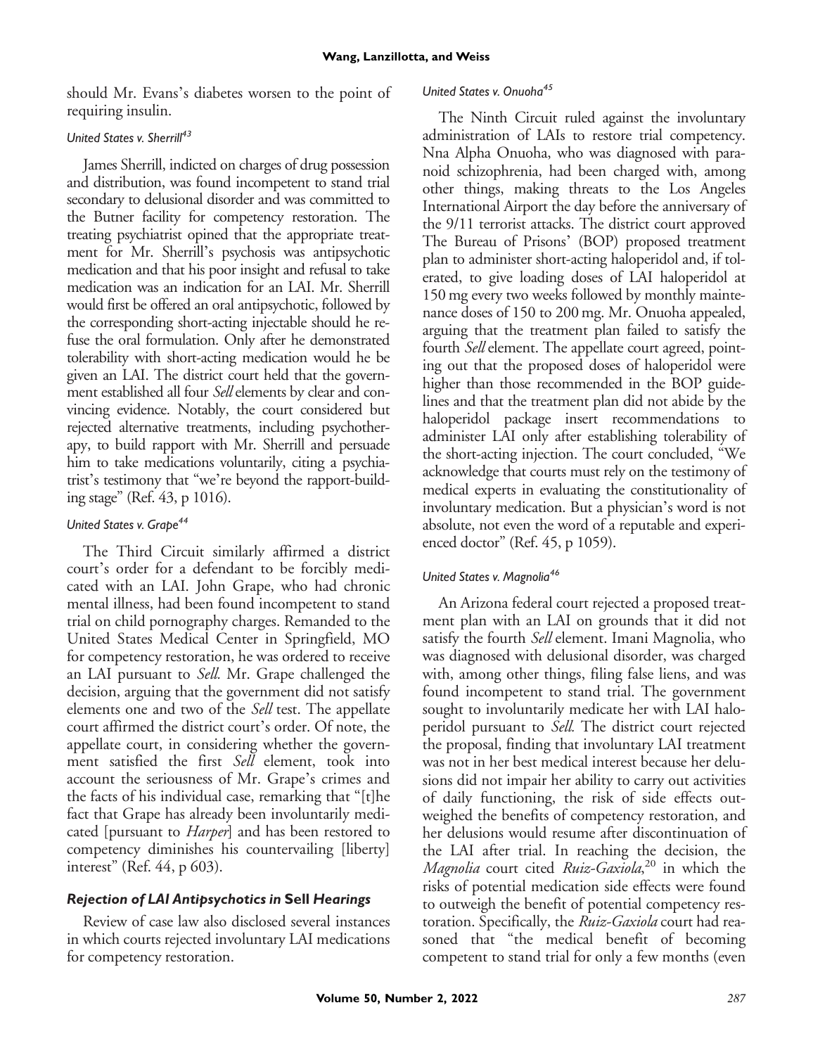should Mr. Evans's diabetes worsen to the point of requiring insulin.

### *United States v. Sherrill*[43]

James Sherrill, indicted on charges of drug possession and distribution, was found incompetent to stand trial secondary to delusional disorder and was committed to the Butner facility for competency restoration. The treating psychiatrist opined that the appropriate treatment for Mr. Sherrill's psychosis was antipsychotic medication and that his poor insight and refusal to take medication was an indication for an LAI. Mr. Sherrill would first be offered an oral antipsychotic, followed by the corresponding short-acting injectable should he refuse the oral formulation. Only after he demonstrated tolerability with short-acting medication would he be given an LAI. The district court held that the government established all four *Sell* elements by clear and convincing evidence. Notably, the court considered but rejected alternative treatments, including psychotherapy, to build rapport with Mr. Sherrill and persuade him to take medications voluntarily, citing a psychiatrist's testimony that "we're beyond the rapport-building stage" (Ref. 43, p 1016).

### *United States v. Grape*[44]

The Third Circuit similarly affirmed a district court's order for a defendant to be forcibly medicated with an LAI. John Grape, who had chronic mental illness, had been found incompetent to stand trial on child pornography charges. Remanded to the United States Medical Center in Springfield, MO for competency restoration, he was ordered to receive an LAI pursuant to *Sell.* Mr. Grape challenged the decision, arguing that the government did not satisfy elements one and two of the *Sell* test. The appellate court affirmed the district court's order. Of note, the appellate court, in considering whether the government satisfied the first *Sell* element, took into account the seriousness of Mr. Grape's crimes and the facts of his individual case, remarking that "[t]he fact that Grape has already been involuntarily medicated [pursuant to *Harper*] and has been restored to competency diminishes his countervailing [liberty] interest" (Ref. 44, p 603).

## *Rejection of LAI Antipsychotics in* Sell *Hearings*

Review of case law also disclosed several instances in which courts rejected involuntary LAI medications for competency restoration.

### *United States v. Onuoha*[45]

The Ninth Circuit ruled against the involuntary administration of LAIs to restore trial competency. Nna Alpha Onuoha, who was diagnosed with paranoid schizophrenia, had been charged with, among other things, making threats to the Los Angeles International Airport the day before the anniversary of the 9/11 terrorist attacks. The district court approved The Bureau of Prisons' (BOP) proposed treatment plan to administer short-acting haloperidol and, if tolerated, to give loading doses of LAI haloperidol at 150 mg every two weeks followed by monthly maintenance doses of 150 to 200 mg. Mr. Onuoha appealed, arguing that the treatment plan failed to satisfy the fourth *Sell* element. The appellate court agreed, pointing out that the proposed doses of haloperidol were higher than those recommended in the BOP guidelines and that the treatment plan did not abide by the haloperidol package insert recommendations to administer LAI only after establishing tolerability of the short-acting injection. The court concluded, "We acknowledge that courts must rely on the testimony of medical experts in evaluating the constitutionality of involuntary medication. But a physician's word is not absolute, not even the word of a reputable and experienced doctor" (Ref. 45, p 1059).

### *United States v. Magnolia*[46]

An Arizona federal court rejected a proposed treatment plan with an LAI on grounds that it did not satisfy the fourth *Sell* element. Imani Magnolia, who was diagnosed with delusional disorder, was charged with, among other things, filing false liens, and was found incompetent to stand trial. The government sought to involuntarily medicate her with LAI haloperidol pursuant to *Sell.* The district court rejected the proposal, finding that involuntary LAI treatment was not in her best medical interest because her delusions did not impair her ability to carry out activities of daily functioning, the risk of side effects outweighed the benefits of competency restoration, and her delusions would resume after discontinuation of the LAI after trial. In reaching the decision, the *Magnolia* court cited *Ruiz-Gaxiola*,[20] in which the risks of potential medication side effects were found to outweigh the benefit of potential competency restoration. Specifically, the *Ruiz-Gaxiola* court had reasoned that "the medical benefit of becoming competent to stand trial for only a few months (even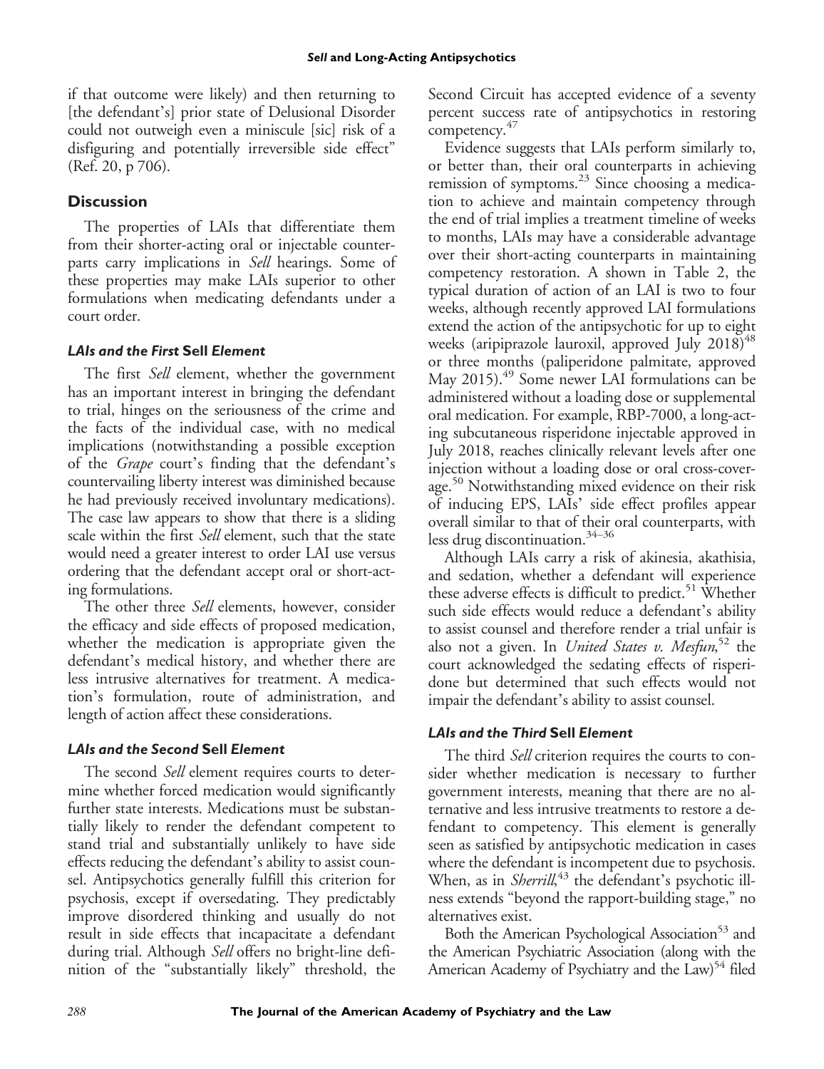if that outcome were likely) and then returning to [the defendant's] prior state of Delusional Disorder could not outweigh even a miniscule [sic] risk of a disfiguring and potentially irreversible side effect" (Ref. 20, p 706).

## Discussion

The properties of LAIs that differentiate them from their shorter-acting oral or injectable counterparts carry implications in *Sell* hearings. Some of these properties may make LAIs superior to other formulations when medicating defendants under a court order.

### *LAIs and the First* Sell *Element*

The first *Sell* element, whether the government has an important interest in bringing the defendant to trial, hinges on the seriousness of the crime and the facts of the individual case, with no medical implications (notwithstanding a possible exception of the *Grape* court's finding that the defendant's countervailing liberty interest was diminished because he had previously received involuntary medications). The case law appears to show that there is a sliding scale within the first *Sell* element, such that the state would need a greater interest to order LAI use versus ordering that the defendant accept oral or short-acting formulations.

The other three *Sell* elements, however, consider the efficacy and side effects of proposed medication, whether the medication is appropriate given the defendant's medical history, and whether there are less intrusive alternatives for treatment. A medication's formulation, route of administration, and length of action affect these considerations.

### *LAIs and the Second* Sell *Element*

The second *Sell* element requires courts to determine whether forced medication would significantly further state interests. Medications must be substantially likely to render the defendant competent to stand trial and substantially unlikely to have side effects reducing the defendant's ability to assist counsel. Antipsychotics generally fulfill this criterion for psychosis, except if oversedating. They predictably improve disordered thinking and usually do not result in side effects that incapacitate a defendant during trial. Although *Sell* offers no bright-line definition of the "substantially likely" threshold, the Second Circuit has accepted evidence of a seventy percent success rate of antipsychotics in restoring competency.[47]

Evidence suggests that LAIs perform similarly to, or better than, their oral counterparts in achieving remission of symptoms.[23] Since choosing a medication to achieve and maintain competency through the end of trial implies a treatment timeline of weeks to months, LAIs may have a considerable advantage over their short-acting counterparts in maintaining competency restoration. A shown in Table 2, the typical duration of action of an LAI is two to four weeks, although recently approved LAI formulations extend the action of the antipsychotic for up to eight weeks (aripiprazole lauroxil, approved July 2018)[48] or three months (paliperidone palmitate, approved May 2015).[49] Some newer LAI formulations can be administered without a loading dose or supplemental oral medication. For example, RBP-7000, a long-acting subcutaneous risperidone injectable approved in July 2018, reaches clinically relevant levels after one injection without a loading dose or oral cross-coverage.[50] Notwithstanding mixed evidence on their risk of inducing EPS, LAIs' side effect profiles appear overall similar to that of their oral counterparts, with less drug discontinuation.[34–36]

Although LAIs carry a risk of akinesia, akathisia, and sedation, whether a defendant will experience these adverse effects is difficult to predict.[51] Whether such side effects would reduce a defendant's ability to assist counsel and therefore render a trial unfair is also not a given. In *United States v. Mesfun*,[52] the court acknowledged the sedating effects of risperidone but determined that such effects would not impair the defendant's ability to assist counsel.

### *LAIs and the Third* Sell *Element*

The third *Sell* criterion requires the courts to consider whether medication is necessary to further government interests, meaning that there are no alternative and less intrusive treatments to restore a defendant to competency. This element is generally seen as satisfied by antipsychotic medication in cases where the defendant is incompetent due to psychosis. When, as in *Sherrill*,[43] the defendant's psychotic illness extends "beyond the rapport-building stage," no alternatives exist.

Both the American Psychological Association[53] and the American Psychiatric Association (along with the American Academy of Psychiatry and the Law)[54] filed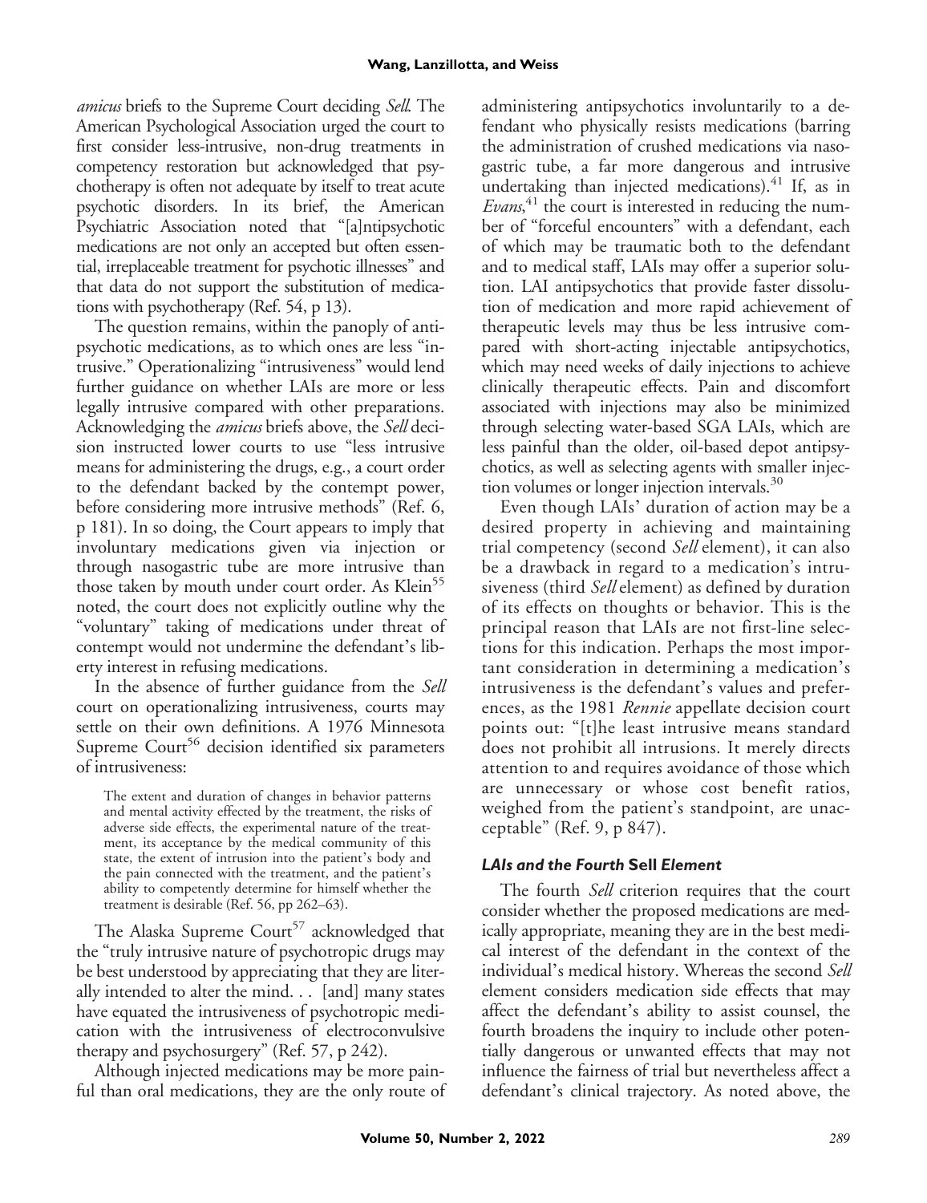*amicus* briefs to the Supreme Court deciding *Sell*. The American Psychological Association urged the court to first consider less-intrusive, non-drug treatments in competency restoration but acknowledged that psychotherapy is often not adequate by itself to treat acute psychotic disorders. In its brief, the American Psychiatric Association noted that "[a]ntipsychotic medications are not only an accepted but often essential, irreplaceable treatment for psychotic illnesses" and that data do not support the substitution of medications with psychotherapy (Ref. 54, p 13).

The question remains, within the panoply of antipsychotic medications, as to which ones are less "intrusive." Operationalizing "intrusiveness" would lend further guidance on whether LAIs are more or less legally intrusive compared with other preparations. Acknowledging the *amicus* briefs above, the *Sell* decision instructed lower courts to use "less intrusive means for administering the drugs, e.g., a court order to the defendant backed by the contempt power, before considering more intrusive methods" (Ref. 6, p 181). In so doing, the Court appears to imply that involuntary medications given via injection or through nasogastric tube are more intrusive than those taken by mouth under court order. As Klein[55] noted, the court does not explicitly outline why the "voluntary" taking of medications under threat of contempt would not undermine the defendant's liberty interest in refusing medications.

In the absence of further guidance from the *Sell* court on operationalizing intrusiveness, courts may settle on their own definitions. A 1976 Minnesota Supreme Court[56] decision identified six parameters of intrusiveness:

> The extent and duration of changes in behavior patterns and mental activity effected by the treatment, the risks of adverse side effects, the experimental nature of the treatment, its acceptance by the medical community of this state, the extent of intrusion into the patient's body and the pain connected with the treatment, and the patient's ability to competently determine for himself whether the treatment is desirable (Ref. 56, pp 262–63).

The Alaska Supreme Court[57] acknowledged that the "truly intrusive nature of psychotropic drugs may be best understood by appreciating that they are literally intended to alter the mind. . . [and] many states have equated the intrusiveness of psychotropic medication with the intrusiveness of electroconvulsive therapy and psychosurgery" (Ref. 57, p 242).

Although injected medications may be more painful than oral medications, they are the only route of administering antipsychotics involuntarily to a defendant who physically resists medications (barring the administration of crushed medications via nasogastric tube, a far more dangerous and intrusive undertaking than injected medications).[41] If, as in *Evans*,[41] the court is interested in reducing the number of "forceful encounters" with a defendant, each of which may be traumatic both to the defendant and to medical staff, LAIs may offer a superior solution. LAI antipsychotics that provide faster dissolution of medication and more rapid achievement of therapeutic levels may thus be less intrusive compared with short-acting injectable antipsychotics, which may need weeks of daily injections to achieve clinically therapeutic effects. Pain and discomfort associated with injections may also be minimized through selecting water-based SGA LAIs, which are less painful than the older, oil-based depot antipsychotics, as well as selecting agents with smaller injection volumes or longer injection intervals.[30]

Even though LAIs' duration of action may be a desired property in achieving and maintaining trial competency (second *Sell* element), it can also be a drawback in regard to a medication's intrusiveness (third *Sell* element) as defined by duration of its effects on thoughts or behavior. This is the principal reason that LAIs are not first-line selections for this indication. Perhaps the most important consideration in determining a medication's intrusiveness is the defendant's values and preferences, as the 1981 *Rennie* appellate decision court points out: "[t]he least intrusive means standard does not prohibit all intrusions. It merely directs attention to and requires avoidance of those which are unnecessary or whose cost benefit ratios, weighed from the patient's standpoint, are unacceptable" (Ref. 9, p 847).

### *LAIs and the Fourth* Sell *Element*

The fourth *Sell* criterion requires that the court consider whether the proposed medications are medically appropriate, meaning they are in the best medical interest of the defendant in the context of the individual's medical history. Whereas the second *Sell* element considers medication side effects that may affect the defendant's ability to assist counsel, the fourth broadens the inquiry to include other potentially dangerous or unwanted effects that may not influence the fairness of trial but nevertheless affect a defendant's clinical trajectory. As noted above, the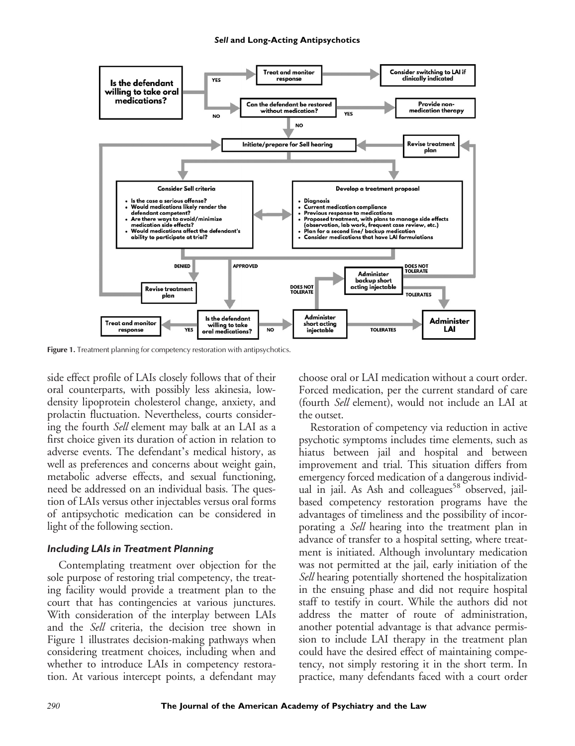Figure 1. Treatment planning for competency restoration with antipsychotics.

side effect profile of LAIs closely follows that of their oral counterparts, with possibly less akinesia, low-density lipoprotein cholesterol change, anxiety, and prolactin fluctuation. Nevertheless, courts considering the fourth *Sell* element may balk at an LAI as a first choice given its duration of action in relation to adverse events. The defendant's medical history, as well as preferences and concerns about weight gain, metabolic adverse effects, and sexual functioning, need be addressed on an individual basis. The question of LAIs versus other injectables versus oral forms of antipsychotic medication can be considered in light of the following section.

### *Including LAIs in Treatment Planning*

Contemplating treatment over objection for the sole purpose of restoring trial competency, the treating facility would provide a treatment plan to the court that has contingencies at various junctures. With consideration of the interplay between LAIs and the *Sell* criteria, the decision tree shown in Figure 1 illustrates decision-making pathways when considering treatment choices, including when and whether to introduce LAIs in competency restoration. At various intercept points, a defendant may choose oral or LAI medication without a court order. Forced medication, per the current standard of care (fourth *Sell* element), would not include an LAI at the outset.

Restoration of competency via reduction in active psychotic symptoms includes time elements, such as hiatus between jail and hospital and between improvement and trial. This situation differs from emergency forced medication of a dangerous individual in jail. As Ash and colleagues[58] observed, jail-based competency restoration programs have the advantages of timeliness and the possibility of incorporating a *Sell* hearing into the treatment plan in advance of transfer to a hospital setting, where treatment is initiated. Although involuntary medication was not permitted at the jail, early initiation of the *Sell* hearing potentially shortened the hospitalization in the ensuing phase and did not require hospital staff to testify in court. While the authors did not address the matter of route of administration, another potential advantage is that advance permission to include LAI therapy in the treatment plan could have the desired effect of maintaining competency, not simply restoring it in the short term. In practice, many defendants faced with a court order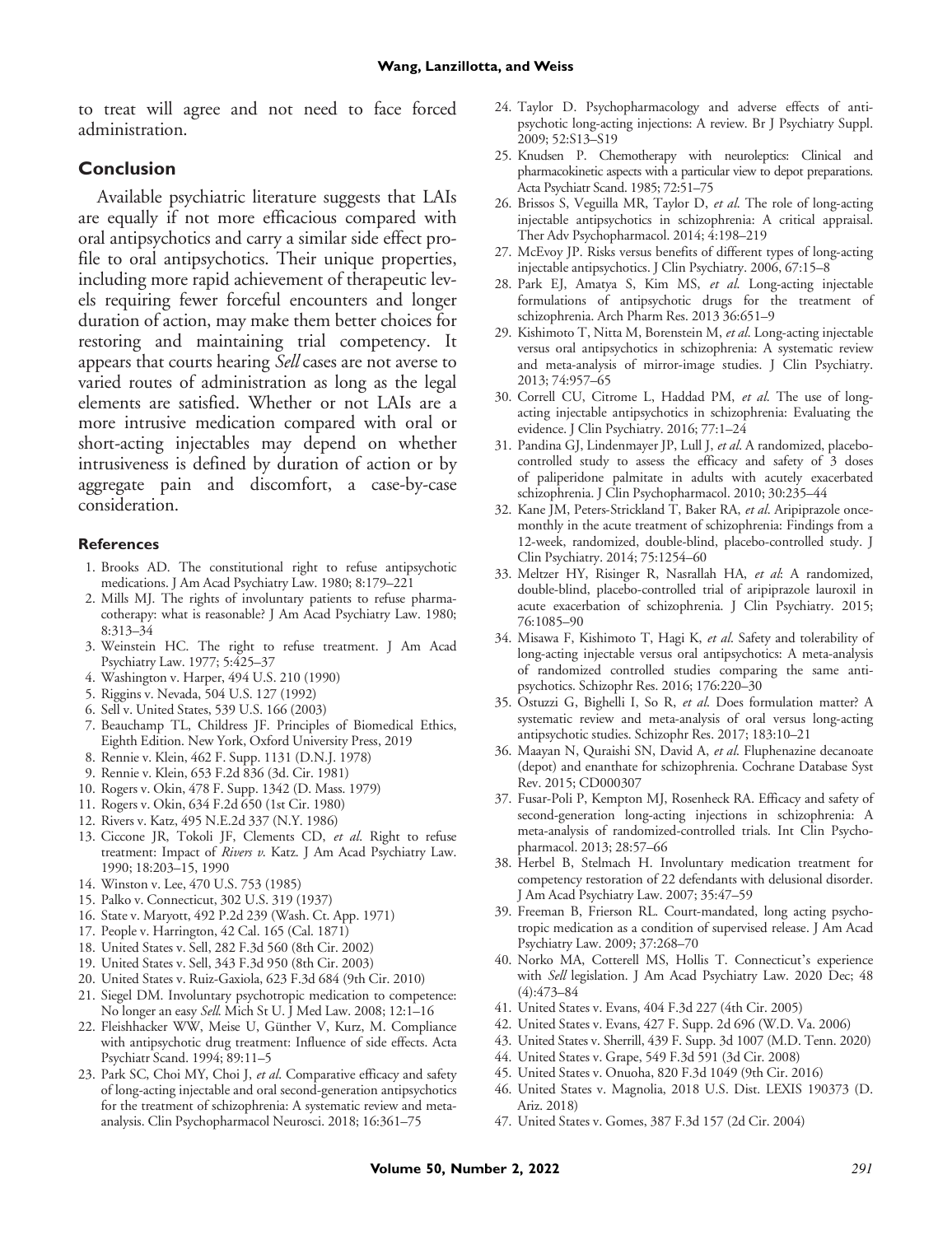to treat will agree and not need to face forced administration.

## Conclusion

Available psychiatric literature suggests that LAIs are equally if not more efficacious compared with oral antipsychotics and carry a similar side effect profile to oral antipsychotics. Their unique properties, including more rapid achievement of therapeutic levels requiring fewer forceful encounters and longer duration of action, may make them better choices for restoring and maintaining trial competency. It appears that courts hearing *Sell* cases are not averse to varied routes of administration as long as the legal elements are satisfied. Whether or not LAIs are a more intrusive medication compared with oral or short-acting injectables may depend on whether intrusiveness is defined by duration of action or by aggregate pain and discomfort, a case-by-case consideration.

### References

1. Brooks AD. The constitutional right to refuse antipsychotic medications. J Am Acad Psychiatry Law. 1980; 8:179–221
2. Mills MJ. The rights of involuntary patients to refuse pharmacotherapy: what is reasonable? J Am Acad Psychiatry Law. 1980; 8:313–34
3. Weinstein HC. The right to refuse treatment. J Am Acad Psychiatry Law. 1977; 5:425–37
4. Washington v. Harper, 494 U.S. 210 (1990)
5. Riggins v. Nevada, 504 U.S. 127 (1992)
6. Sell v. United States, 539 U.S. 166 (2003)
7. Beauchamp TL, Childress JF. Principles of Biomedical Ethics, Eighth Edition. New York, Oxford University Press, 2019
8. Rennie v. Klein, 462 F. Supp. 1131 (D.N.J. 1978)
9. Rennie v. Klein, 653 F.2d 836 (3d. Cir. 1981)
10. Rogers v. Okin, 478 F. Supp. 1342 (D. Mass. 1979)
11. Rogers v. Okin, 634 F.2d 650 (1st Cir. 1980)
12. Rivers v. Katz, 495 N.E.2d 337 (N.Y. 1986)
13. Ciccone JR, Tokoli JF, Clements CD, *et al*. Right to refuse treatment: Impact of *Rivers v.* Katz. J Am Acad Psychiatry Law. 1990; 18:203–15, 1990
14. Winston v. Lee, 470 U.S. 753 (1985)
15. Palko v. Connecticut, 302 U.S. 319 (1937)
16. State v. Maryott, 492 P.2d 239 (Wash. Ct. App. 1971)
17. People v. Harrington, 42 Cal. 165 (Cal. 1871)
18. United States v. Sell, 282 F.3d 560 (8th Cir. 2002)
19. United States v. Sell, 343 F.3d 950 (8th Cir. 2003)
20. United States v. Ruiz-Gaxiola, 623 F.3d 684 (9th Cir. 2010)
21. Siegel DM. Involuntary psychotropic medication to competence: No longer an easy *Sell*. Mich St U. J Med Law. 2008; 12:1–16
22. Fleishhacker WW, Meise U, Günther V, Kurz, M. Compliance with antipsychotic drug treatment: Influence of side effects. Acta Psychiatr Scand. 1994; 89:11–5
23. Park SC, Choi MY, Choi J, *et al*. Comparative efficacy and safety of long-acting injectable and oral second-generation antipsychotics for the treatment of schizophrenia: A systematic review and meta-analysis. Clin Psychopharmacol Neurosci. 2018; 16:361–75
24. Taylor D. Psychopharmacology and adverse effects of antipsychotic long-acting injections: A review. Br J Psychiatry Suppl. 2009; 52:S13–S19
25. Knudsen P. Chemotherapy with neuroleptics: Clinical and pharmacokinetic aspects with a particular view to depot preparations. Acta Psychiatr Scand. 1985; 72:51–75
26. Brissos S, Veguilla MR, Taylor D, *et al*. The role of long-acting injectable antipsychotics in schizophrenia: A critical appraisal. Ther Adv Psychopharmacol. 2014; 4:198–219
27. McEvoy JP. Risks versus benefits of different types of long-acting injectable antipsychotics. J Clin Psychiatry. 2006, 67:15–8
28. Park EJ, Amatya S, Kim MS, *et al*. Long-acting injectable formulations of antipsychotic drugs for the treatment of schizophrenia. Arch Pharm Res. 2013 36:651–9
29. Kishimoto T, Nitta M, Borenstein M, *et al*. Long-acting injectable versus oral antipsychotics in schizophrenia: A systematic review and meta-analysis of mirror-image studies. J Clin Psychiatry. 2013; 74:957–65
30. Correll CU, Citrome L, Haddad PM, *et al*. The use of long-acting injectable antipsychotics in schizophrenia: Evaluating the evidence. J Clin Psychiatry. 2016; 77:1–24
31. Pandina GJ, Lindenmayer JP, Lull J, *et al*. A randomized, placebo-controlled study to assess the efficacy and safety of 3 doses of paliperidone palmitate in adults with acutely exacerbated schizophrenia. J Clin Psychopharmacol. 2010; 30:235–44
32. Kane JM, Peters-Strickland T, Baker RA, *et al*. Aripiprazole once-monthly in the acute treatment of schizophrenia: Findings from a 12-week, randomized, double-blind, placebo-controlled study. J Clin Psychiatry. 2014; 75:1254–60
33. Meltzer HY, Risinger R, Nasrallah HA, *et al*: A randomized, double-blind, placebo-controlled trial of aripiprazole lauroxil in acute exacerbation of schizophrenia. J Clin Psychiatry. 2015; 76:1085–90
34. Misawa F, Kishimoto T, Hagi K, *et al*. Safety and tolerability of long-acting injectable versus oral antipsychotics: A meta-analysis of randomized controlled studies comparing the same antipsychotics. Schizophr Res. 2016; 176:220–30
35. Ostuzzi G, Bighelli I, So R, *et al*. Does formulation matter? A systematic review and meta-analysis of oral versus long-acting antipsychotic studies. Schizophr Res. 2017; 183:10–21
36. Maayan N, Quraishi SN, David A, *et al*. Fluphenazine decanoate (depot) and enanthate for schizophrenia. Cochrane Database Syst Rev. 2015; CD000307
37. Fusar-Poli P, Kempton MJ, Rosenheck RA. Efficacy and safety of second-generation long-acting injections in schizophrenia: A meta-analysis of randomized-controlled trials. Int Clin Psychopharmacol. 2013; 28:57–66
38. Herbel B, Stelmach H. Involuntary medication treatment for competency restoration of 22 defendants with delusional disorder. J Am Acad Psychiatry Law. 2007; 35:47–59
39. Freeman B, Frierson RL. Court-mandated, long acting psychotropic medication as a condition of supervised release. J Am Acad Psychiatry Law. 2009; 37:268–70
40. Norko MA, Cotterell MS, Hollis T. Connecticut's experience with *Sell* legislation. J Am Acad Psychiatry Law. 2020 Dec; 48 (4):473–84
41. United States v. Evans, 404 F.3d 227 (4th Cir. 2005)
42. United States v. Evans, 427 F. Supp. 2d 696 (W.D. Va. 2006)
43. United States v. Sherrill, 439 F. Supp. 3d 1007 (M.D. Tenn. 2020)
44. United States v. Grape, 549 F.3d 591 (3d Cir. 2008)
45. United States v. Onuoha, 820 F.3d 1049 (9th Cir. 2016)
46. United States v. Magnolia, 2018 U.S. Dist. LEXIS 190373 (D. Ariz. 2018)
47. United States v. Gomes, 387 F.3d 157 (2d Cir. 2004)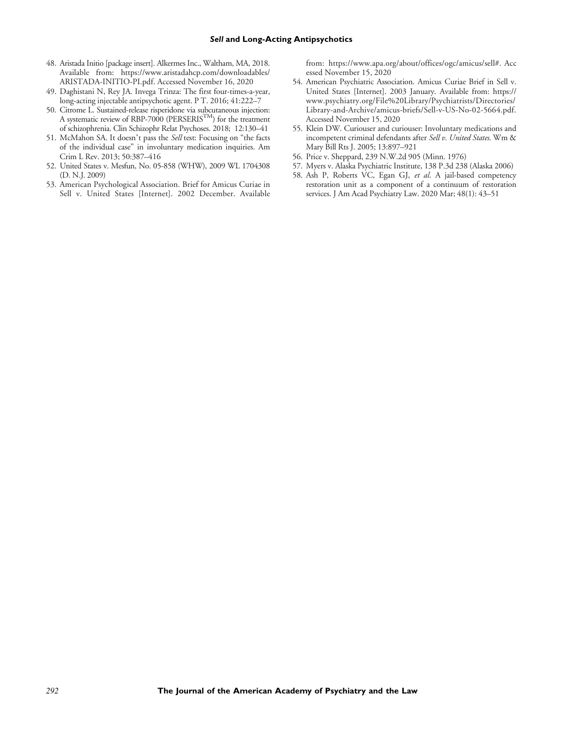48. Aristada Initio [package insert]. Alkermes Inc., Waltham, MA, 2018. Available from: https://www.aristadahcp.com/downloadables/ARISTADA-INITIO-PI.pdf. Accessed November 16, 2020
49. Daghistani N, Rey JA. Invega Trinza: The first four-times-a-year, long-acting injectable antipsychotic agent. P T. 2016; 41:222–7
50. Citrome L. Sustained-release risperidone via subcutaneous injection: A systematic review of RBP-7000 (PERSERIS™) for the treatment of schizophrenia. Clin Schizophr Relat Psychoses. 2018; 12:130–41
51. McMahon SA. It doesn't pass the *Sell* test: Focusing on "the facts of the individual case" in involuntary medication inquiries. Am Crim L Rev. 2013; 50:387–416
52. United States v. Mesfun, No. 05-858 (WHW), 2009 WL 1704308 (D. N.J. 2009)
53. American Psychological Association. Brief for Amicus Curiae in Sell v. United States [Internet]. 2002 December. Available from: https://www.apa.org/about/offices/ogc/amicus/sell#. Accessed November 15, 2020
54. American Psychiatric Association. Amicus Curiae Brief in Sell v. United States [Internet]. 2003 January. Available from: https://www.psychiatry.org/File%20Library/Psychiatrists/Directories/Library-and-Archive/amicus-briefs/Sell-v-US-No-02-5664.pdf. Accessed November 15, 2020
55. Klein DW. Curiouser and curiouser: Involuntary medications and incompetent criminal defendants after *Sell v. United States*. Wm & Mary Bill Rts J. 2005; 13:897–921
56. Price v. Sheppard, 239 N.W.2d 905 (Minn. 1976)
57. Myers v. Alaska Psychiatric Institute, 138 P.3d 238 (Alaska 2006)
58. Ash P, Roberts VC, Egan GJ, *et al*. A jail-based competency restoration unit as a component of a continuum of restoration services. J Am Acad Psychiatry Law. 2020 Mar; 48(1): 43–51